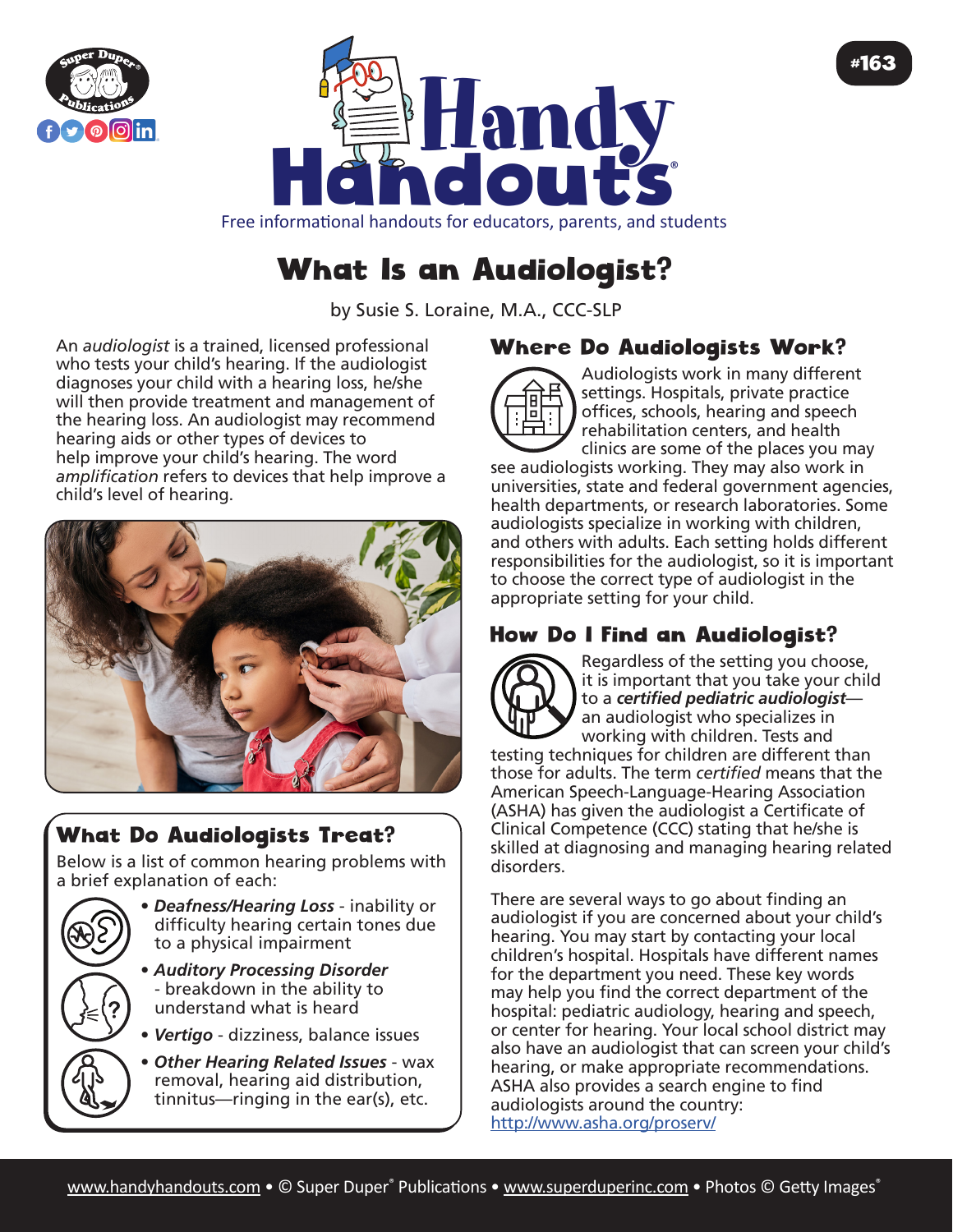# What Is an Audiologist?

by Susie S. Loraine, M.A., CCC-SLP

An *audiologist* is a trained, licensed professional who tests your child's hearing. If the audiologist diagnoses your child with a hearing loss, he/she will then provide treatment and management of the hearing loss. An audiologist may recommend hearing aids or other types of devices to help improve your child's hearing. The word *amplification* refers to devices that help improve a child's level of hearing.

## What Do Audiologists Treat?

Below is a list of common hearing problems with a brief explanation of each:

- ***Deafness/Hearing Loss*** - inability or difficulty hearing certain tones due to a physical impairment
- ***Auditory Processing Disorder*** - breakdown in the ability to understand what is heard
- ***Vertigo*** - dizziness, balance issues
- ***Other Hearing Related Issues*** - wax removal, hearing aid distribution, tinnitus—ringing in the ear(s), etc.

## Where Do Audiologists Work?

Audiologists work in many different settings. Hospitals, private practice offices, schools, hearing and speech rehabilitation centers, and health clinics are some of the places you may see audiologists working. They may also work in universities, state and federal government agencies, health departments, or research laboratories. Some audiologists specialize in working with children, and others with adults. Each setting holds different responsibilities for the audiologist, so it is important to choose the correct type of audiologist in the appropriate setting for your child.

## How Do I Find an Audiologist?

Regardless of the setting you choose, it is important that you take your child to a ***certified pediatric audiologist***—an audiologist who specializes in working with children. Tests and testing techniques for children are different than those for adults. The term *certified* means that the American Speech-Language-Hearing Association (ASHA) has given the audiologist a Certificate of Clinical Competence (CCC) stating that he/she is skilled at diagnosing and managing hearing related disorders.

There are several ways to go about finding an audiologist if you are concerned about your child's hearing. You may start by contacting your local children's hospital. Hospitals have different names for the department you need. These key words may help you find the correct department of the hospital: pediatric audiology, hearing and speech, or center for hearing. Your local school district may also have an audiologist that can screen your child's hearing, or make appropriate recommendations. ASHA also provides a search engine to find audiologists around the country: http://www.asha.org/proserv/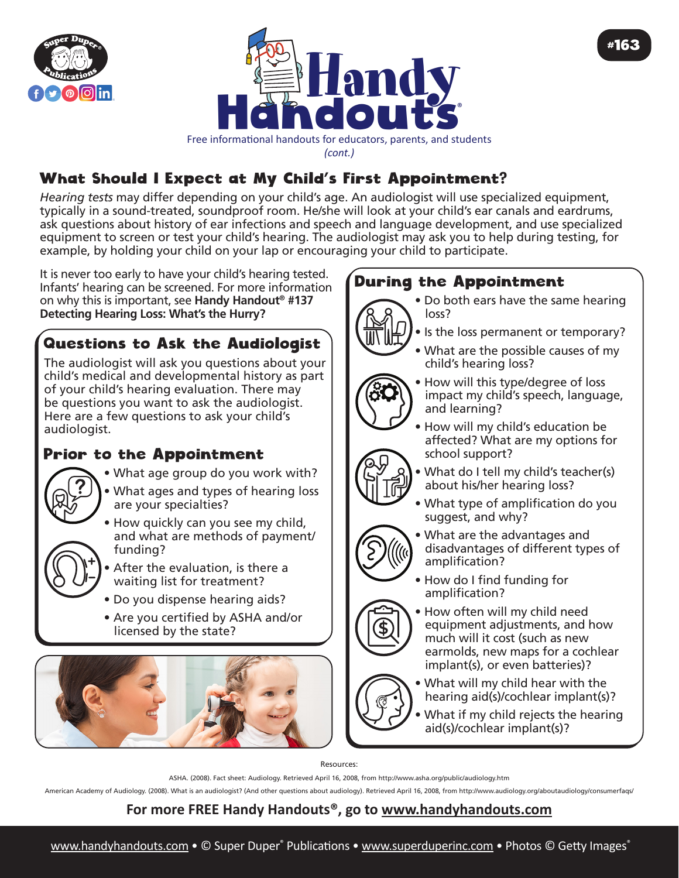(cont.)

## What Should I Expect at My Child's First Appointment?

*Hearing tests* may differ depending on your child's age. An audiologist will use specialized equipment, typically in a sound-treated, soundproof room. He/she will look at your child's ear canals and eardrums, ask questions about history of ear infections and speech and language development, and use specialized equipment to screen or test your child's hearing. The audiologist may ask you to help during testing, for example, by holding your child on your lap or encouraging your child to participate.

It is never too early to have your child's hearing tested. Infants' hearing can be screened. For more information on why this is important, see **Handy Handout® #137 Detecting Hearing Loss: What's the Hurry?**

## Questions to Ask the Audiologist

The audiologist will ask you questions about your child's medical and developmental history as part of your child's hearing evaluation. There may be questions you want to ask the audiologist. Here are a few questions to ask your child's audiologist.

### Prior to the Appointment

- What age group do you work with?
- What ages and types of hearing loss are your specialties?
- How quickly can you see my child, and what are methods of payment/funding?
- After the evaluation, is there a waiting list for treatment?
- Do you dispense hearing aids?
- Are you certified by ASHA and/or licensed by the state?

### During the Appointment

- Do both ears have the same hearing loss?
- Is the loss permanent or temporary?
- What are the possible causes of my child's hearing loss?
- How will this type/degree of loss impact my child's speech, language, and learning?
- How will my child's education be affected? What are my options for school support?
- What do I tell my child's teacher(s) about his/her hearing loss?
- What type of amplification do you suggest, and why?
- What are the advantages and disadvantages of different types of amplification?
- How do I find funding for amplification?
- How often will my child need equipment adjustments, and how much will it cost (such as new earmolds, new maps for a cochlear implant(s), or even batteries)?
- What will my child hear with the hearing aid(s)/cochlear implant(s)?
- What if my child rejects the hearing aid(s)/cochlear implant(s)?

Resources:

ASHA. (2008). Fact sheet: Audiology. Retrieved April 16, 2008, from http://www.asha.org/public/audiology.htm

American Academy of Audiology. (2008). What is an audiologist? (And other questions about audiology). Retrieved April 16, 2008, from http://www.audiology.org/aboutaudiology/consumerfaqs/

**For more FREE Handy Handouts®, go to www.handyhandouts.com**